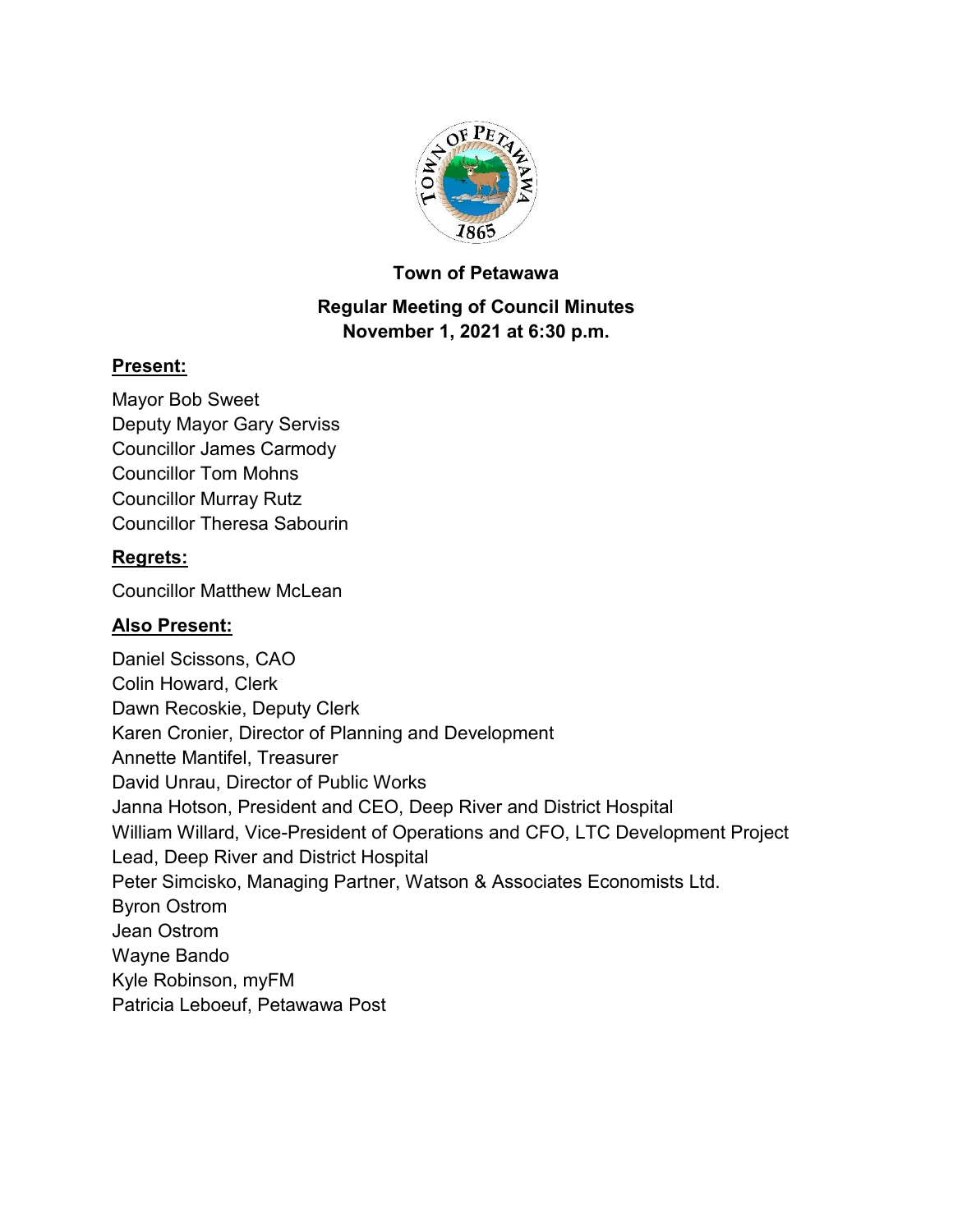# Town of Petawawa

## Regular Meeting of Council Minutes

## November 1, 2021 at 6:30 p.m.

**Present:**

Mayor Bob Sweet
Deputy Mayor Gary Serviss
Councillor James Carmody
Councillor Tom Mohns
Councillor Murray Rutz
Councillor Theresa Sabourin

**Regrets:**

Councillor Matthew McLean

**Also Present:**

Daniel Scissons, CAO
Colin Howard, Clerk
Dawn Recoskie, Deputy Clerk
Karen Cronier, Director of Planning and Development
Annette Mantifel, Treasurer
David Unrau, Director of Public Works
Janna Hotson, President and CEO, Deep River and District Hospital
William Willard, Vice-President of Operations and CFO, LTC Development Project Lead, Deep River and District Hospital
Peter Simcisko, Managing Partner, Watson & Associates Economists Ltd.
Byron Ostrom
Jean Ostrom
Wayne Bando
Kyle Robinson, myFM
Patricia Leboeuf, Petawawa Post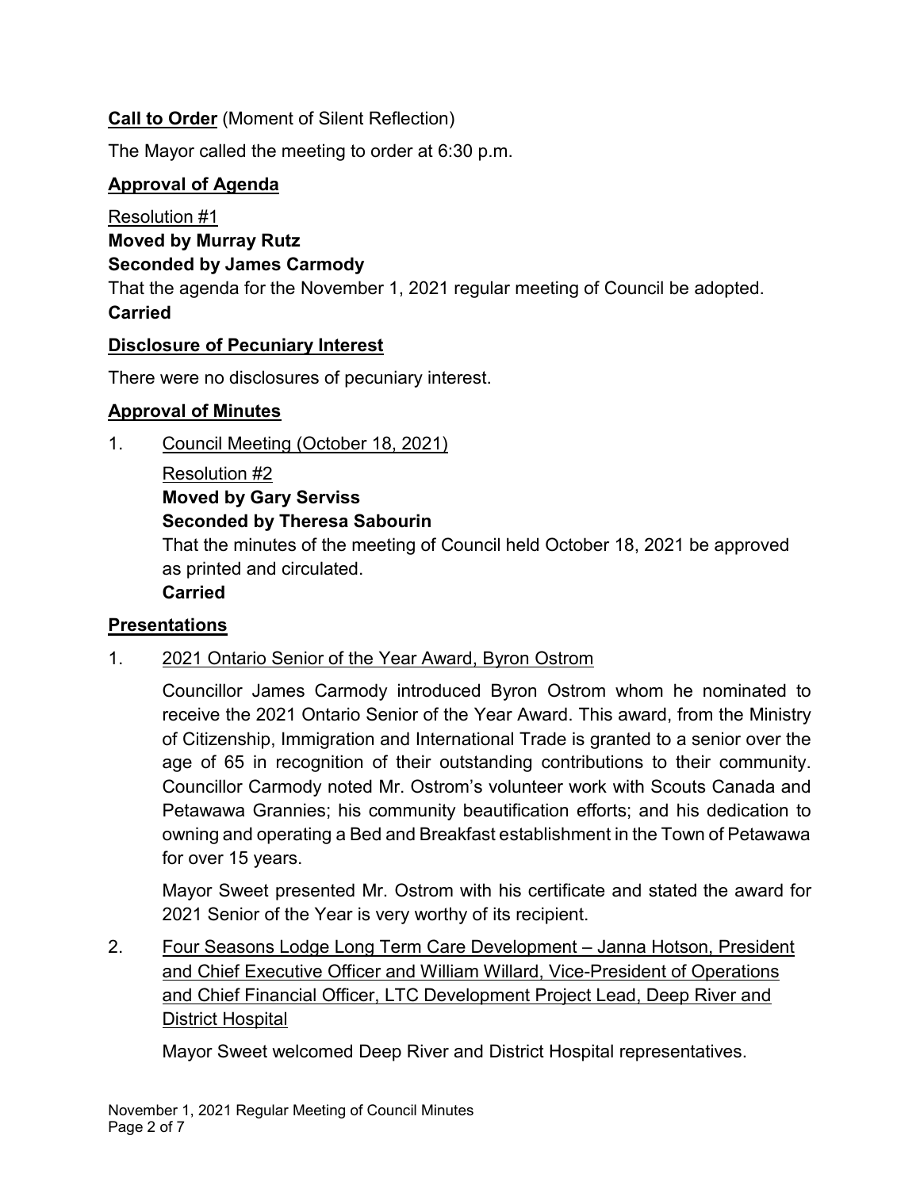**Call to Order** (Moment of Silent Reflection)

The Mayor called the meeting to order at 6:30 p.m.

**Approval of Agenda**

Resolution #1
**Moved by Murray Rutz**
**Seconded by James Carmody**
That the agenda for the November 1, 2021 regular meeting of Council be adopted.
**Carried**

**Disclosure of Pecuniary Interest**

There were no disclosures of pecuniary interest.

**Approval of Minutes**

1. Council Meeting (October 18, 2021)

   Resolution #2
   **Moved by Gary Serviss**
   **Seconded by Theresa Sabourin**
   That the minutes of the meeting of Council held October 18, 2021 be approved as printed and circulated.
   **Carried**

**Presentations**

1. 2021 Ontario Senior of the Year Award, Byron Ostrom

   Councillor James Carmody introduced Byron Ostrom whom he nominated to receive the 2021 Ontario Senior of the Year Award. This award, from the Ministry of Citizenship, Immigration and International Trade is granted to a senior over the age of 65 in recognition of their outstanding contributions to their community. Councillor Carmody noted Mr. Ostrom's volunteer work with Scouts Canada and Petawawa Grannies; his community beautification efforts; and his dedication to owning and operating a Bed and Breakfast establishment in the Town of Petawawa for over 15 years.

   Mayor Sweet presented Mr. Ostrom with his certificate and stated the award for 2021 Senior of the Year is very worthy of its recipient.

2. Four Seasons Lodge Long Term Care Development – Janna Hotson, President and Chief Executive Officer and William Willard, Vice-President of Operations and Chief Financial Officer, LTC Development Project Lead, Deep River and District Hospital

   Mayor Sweet welcomed Deep River and District Hospital representatives.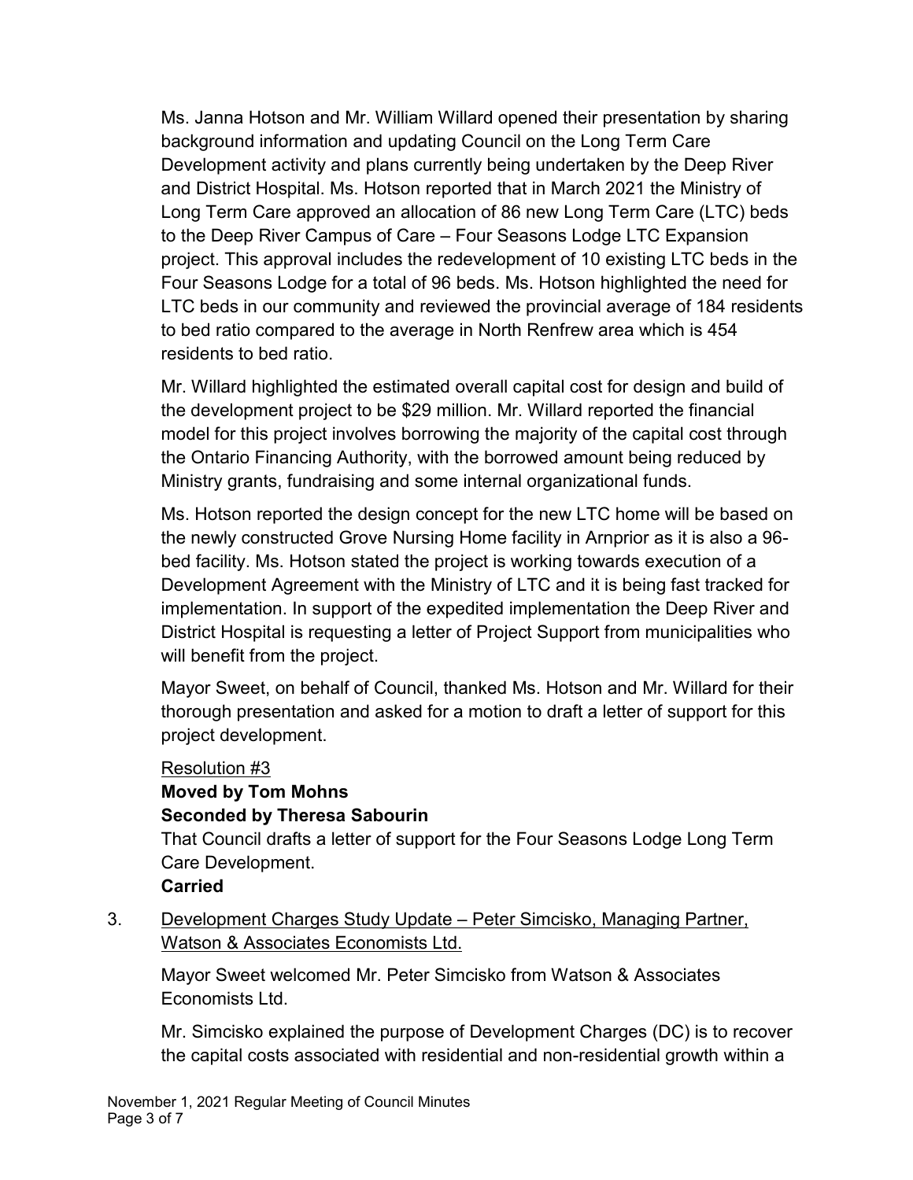Ms. Janna Hotson and Mr. William Willard opened their presentation by sharing background information and updating Council on the Long Term Care Development activity and plans currently being undertaken by the Deep River and District Hospital. Ms. Hotson reported that in March 2021 the Ministry of Long Term Care approved an allocation of 86 new Long Term Care (LTC) beds to the Deep River Campus of Care – Four Seasons Lodge LTC Expansion project. This approval includes the redevelopment of 10 existing LTC beds in the Four Seasons Lodge for a total of 96 beds. Ms. Hotson highlighted the need for LTC beds in our community and reviewed the provincial average of 184 residents to bed ratio compared to the average in North Renfrew area which is 454 residents to bed ratio.

Mr. Willard highlighted the estimated overall capital cost for design and build of the development project to be $29 million. Mr. Willard reported the financial model for this project involves borrowing the majority of the capital cost through the Ontario Financing Authority, with the borrowed amount being reduced by Ministry grants, fundraising and some internal organizational funds.

Ms. Hotson reported the design concept for the new LTC home will be based on the newly constructed Grove Nursing Home facility in Arnprior as it is also a 96-bed facility. Ms. Hotson stated the project is working towards execution of a Development Agreement with the Ministry of LTC and it is being fast tracked for implementation. In support of the expedited implementation the Deep River and District Hospital is requesting a letter of Project Support from municipalities who will benefit from the project.

Mayor Sweet, on behalf of Council, thanked Ms. Hotson and Mr. Willard for their thorough presentation and asked for a motion to draft a letter of support for this project development.

Resolution #3
**Moved by Tom Mohns**
**Seconded by Theresa Sabourin**
That Council drafts a letter of support for the Four Seasons Lodge Long Term Care Development.
**Carried**

3. Development Charges Study Update – Peter Simcisko, Managing Partner, Watson & Associates Economists Ltd.

Mayor Sweet welcomed Mr. Peter Simcisko from Watson & Associates Economists Ltd.

Mr. Simcisko explained the purpose of Development Charges (DC) is to recover the capital costs associated with residential and non-residential growth within a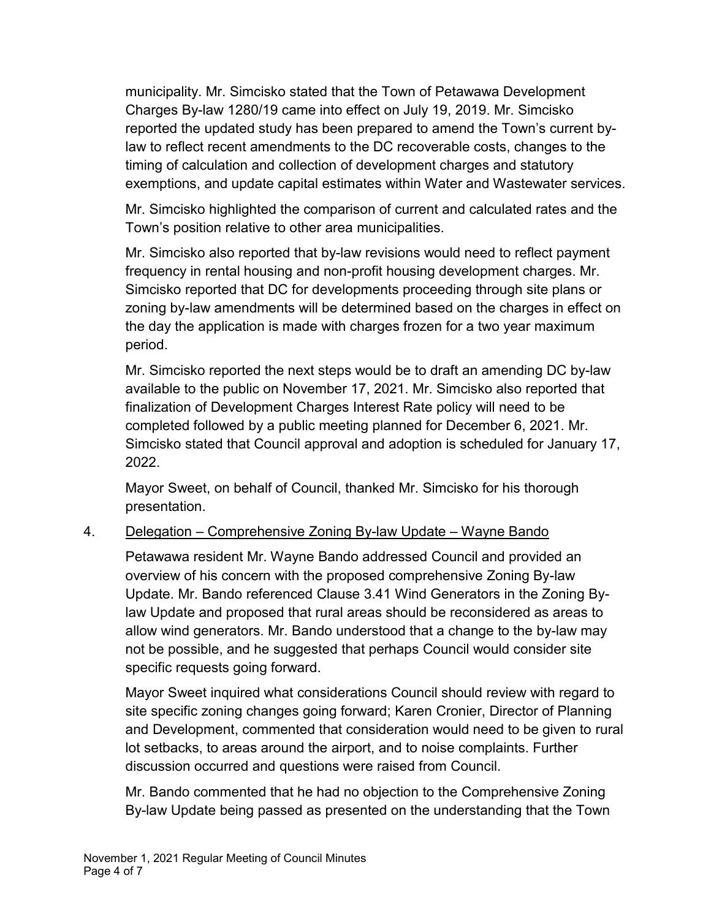municipality. Mr. Simcisko stated that the Town of Petawawa Development Charges By-law 1280/19 came into effect on July 19, 2019. Mr. Simcisko reported the updated study has been prepared to amend the Town's current by-law to reflect recent amendments to the DC recoverable costs, changes to the timing of calculation and collection of development charges and statutory exemptions, and update capital estimates within Water and Wastewater services.

Mr. Simcisko highlighted the comparison of current and calculated rates and the Town's position relative to other area municipalities.

Mr. Simcisko also reported that by-law revisions would need to reflect payment frequency in rental housing and non-profit housing development charges. Mr. Simcisko reported that DC for developments proceeding through site plans or zoning by-law amendments will be determined based on the charges in effect on the day the application is made with charges frozen for a two year maximum period.

Mr. Simcisko reported the next steps would be to draft an amending DC by-law available to the public on November 17, 2021. Mr. Simcisko also reported that finalization of Development Charges Interest Rate policy will need to be completed followed by a public meeting planned for December 6, 2021. Mr. Simcisko stated that Council approval and adoption is scheduled for January 17, 2022.

Mayor Sweet, on behalf of Council, thanked Mr. Simcisko for his thorough presentation.

4. Delegation – Comprehensive Zoning By-law Update – Wayne Bando

Petawawa resident Mr. Wayne Bando addressed Council and provided an overview of his concern with the proposed comprehensive Zoning By-law Update. Mr. Bando referenced Clause 3.41 Wind Generators in the Zoning By-law Update and proposed that rural areas should be reconsidered as areas to allow wind generators. Mr. Bando understood that a change to the by-law may not be possible, and he suggested that perhaps Council would consider site specific requests going forward.

Mayor Sweet inquired what considerations Council should review with regard to site specific zoning changes going forward; Karen Cronier, Director of Planning and Development, commented that consideration would need to be given to rural lot setbacks, to areas around the airport, and to noise complaints. Further discussion occurred and questions were raised from Council.

Mr. Bando commented that he had no objection to the Comprehensive Zoning By-law Update being passed as presented on the understanding that the Town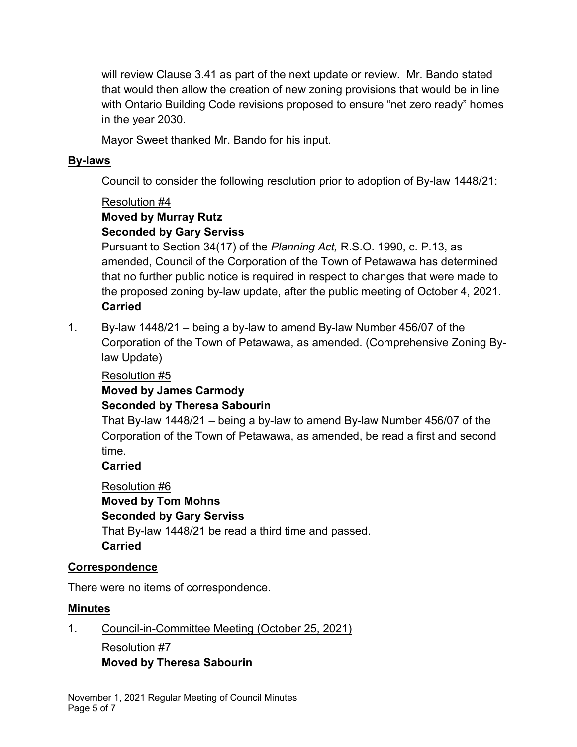will review Clause 3.41 as part of the next update or review. Mr. Bando stated that would then allow the creation of new zoning provisions that would be in line with Ontario Building Code revisions proposed to ensure "net zero ready" homes in the year 2030.

Mayor Sweet thanked Mr. Bando for his input.

## By-laws

Council to consider the following resolution prior to adoption of By-law 1448/21:

Resolution #4
**Moved by Murray Rutz**
**Seconded by Gary Serviss**
Pursuant to Section 34(17) of the *Planning Act,* R.S.O. 1990, c. P.13, as amended, Council of the Corporation of the Town of Petawawa has determined that no further public notice is required in respect to changes that were made to the proposed zoning by-law update, after the public meeting of October 4, 2021.
**Carried**

1. By-law 1448/21 – being a by-law to amend By-law Number 456/07 of the Corporation of the Town of Petawawa, as amended. (Comprehensive Zoning By-law Update)

   Resolution #5
   **Moved by James Carmody**
   **Seconded by Theresa Sabourin**
   That By-law 1448/21 – being a by-law to amend By-law Number 456/07 of the Corporation of the Town of Petawawa, as amended, be read a first and second time.
   **Carried**

   Resolution #6
   **Moved by Tom Mohns**
   **Seconded by Gary Serviss**
   That By-law 1448/21 be read a third time and passed.
   **Carried**

## Correspondence

There were no items of correspondence.

## Minutes

1. Council-in-Committee Meeting (October 25, 2021)

   Resolution #7
   **Moved by Theresa Sabourin**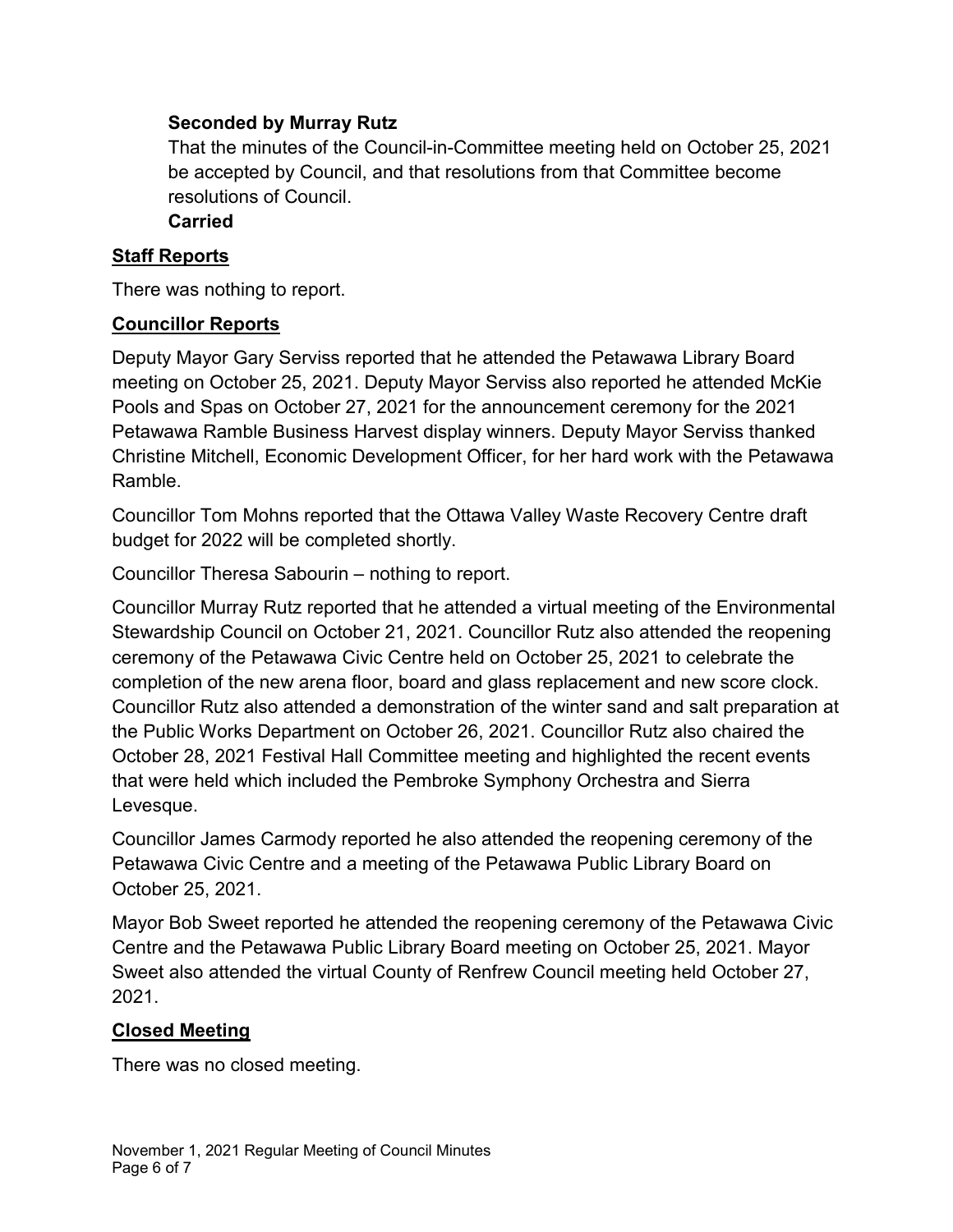**Seconded by Murray Rutz**

That the minutes of the Council-in-Committee meeting held on October 25, 2021 be accepted by Council, and that resolutions from that Committee become resolutions of Council.

**Carried**

## Staff Reports

There was nothing to report.

## Councillor Reports

Deputy Mayor Gary Serviss reported that he attended the Petawawa Library Board meeting on October 25, 2021. Deputy Mayor Serviss also reported he attended McKie Pools and Spas on October 27, 2021 for the announcement ceremony for the 2021 Petawawa Ramble Business Harvest display winners. Deputy Mayor Serviss thanked Christine Mitchell, Economic Development Officer, for her hard work with the Petawawa Ramble.

Councillor Tom Mohns reported that the Ottawa Valley Waste Recovery Centre draft budget for 2022 will be completed shortly.

Councillor Theresa Sabourin – nothing to report.

Councillor Murray Rutz reported that he attended a virtual meeting of the Environmental Stewardship Council on October 21, 2021. Councillor Rutz also attended the reopening ceremony of the Petawawa Civic Centre held on October 25, 2021 to celebrate the completion of the new arena floor, board and glass replacement and new score clock. Councillor Rutz also attended a demonstration of the winter sand and salt preparation at the Public Works Department on October 26, 2021. Councillor Rutz also chaired the October 28, 2021 Festival Hall Committee meeting and highlighted the recent events that were held which included the Pembroke Symphony Orchestra and Sierra Levesque.

Councillor James Carmody reported he also attended the reopening ceremony of the Petawawa Civic Centre and a meeting of the Petawawa Public Library Board on October 25, 2021.

Mayor Bob Sweet reported he attended the reopening ceremony of the Petawawa Civic Centre and the Petawawa Public Library Board meeting on October 25, 2021. Mayor Sweet also attended the virtual County of Renfrew Council meeting held October 27, 2021.

## Closed Meeting

There was no closed meeting.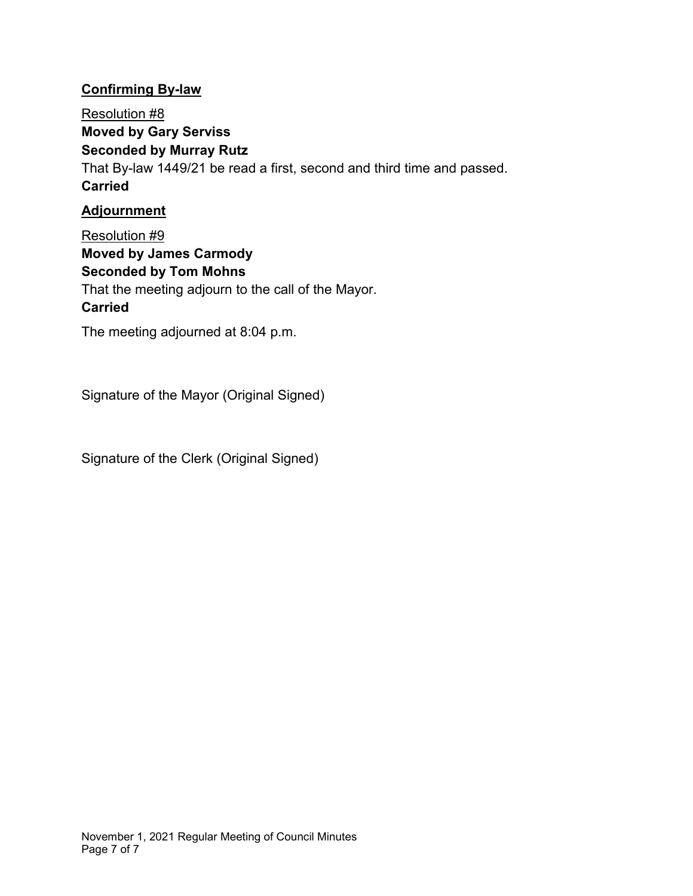## Confirming By-law

Resolution #8
**Moved by Gary Serviss**
**Seconded by Murray Rutz**
That By-law 1449/21 be read a first, second and third time and passed.
**Carried**

## Adjournment

Resolution #9
**Moved by James Carmody**
**Seconded by Tom Mohns**
That the meeting adjourn to the call of the Mayor.
**Carried**

The meeting adjourned at 8:04 p.m.

Signature of the Mayor (Original Signed)

Signature of the Clerk (Original Signed)